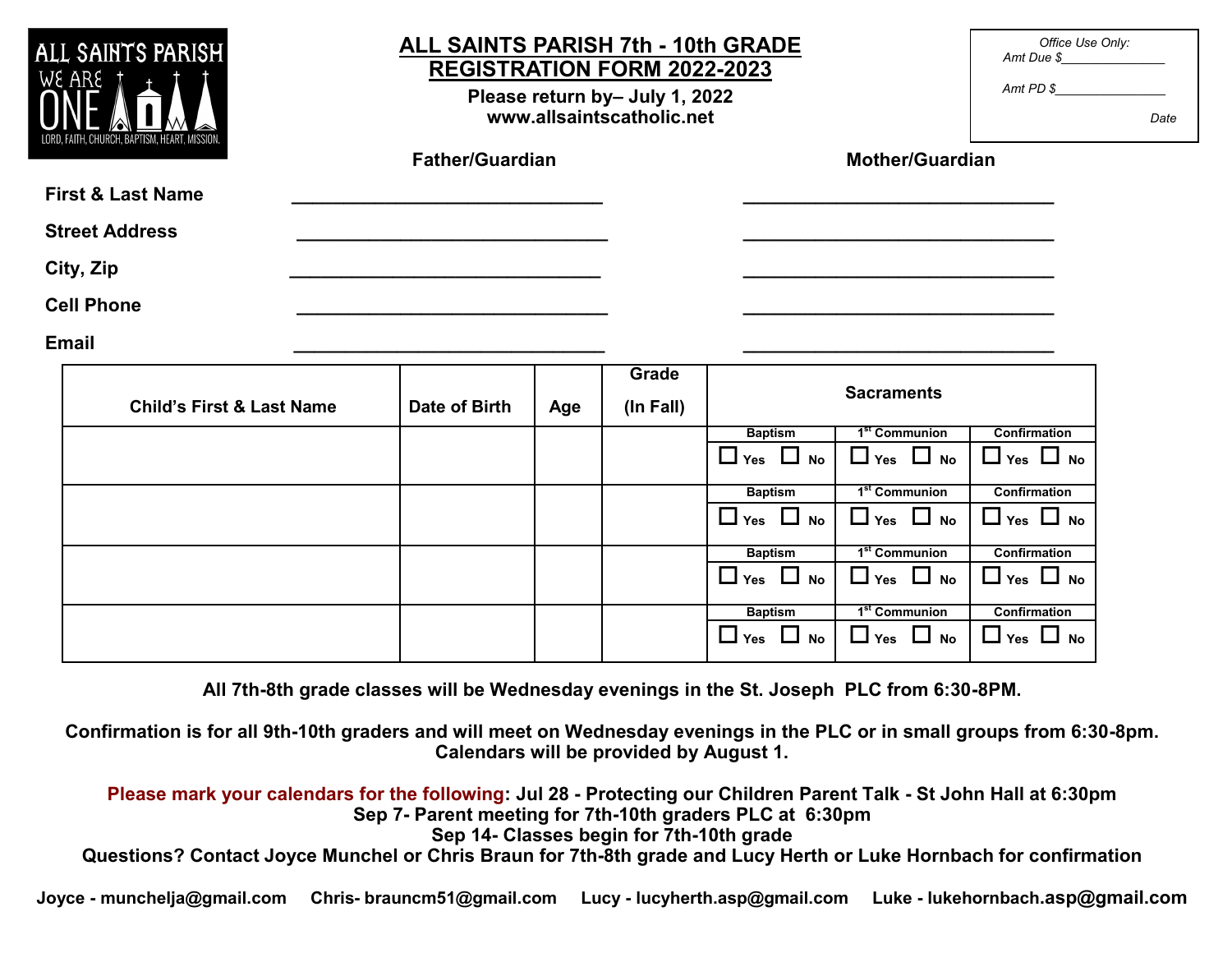ALL SAINTS PARISH
WE ARE ONE
LORD, FAITH, CHURCH, BAPTISM, HEART, MISSION.

# ALL SAINTS PARISH 7th - 10th GRADE REGISTRATION FORM 2022-2023

**Please return by– July 1, 2022**
**www.allsaintscatholic.net**

*Office Use Only:*
*Amt Due $_______________*
*Amt PD $_______________*
*Date*

| | **Father/Guardian** | **Mother/Guardian** |
|---|---|---|
| **First & Last Name** | ______________________________ | ______________________________ |
| **Street Address** | ______________________________ | ______________________________ |
| **City, Zip** | ______________________________ | ______________________________ |
| **Cell Phone** | ______________________________ | ______________________________ |
| **Email** | ______________________________ | ______________________________ |

| Child's First & Last Name | Date of Birth | Age | Grade (In Fall) | Sacraments | | |
|---|---|---|---|---|---|---|
| | | | | Baptism | 1st Communion | Confirmation |
| | | | | ☐ Yes ☐ No | ☐ Yes ☐ No | ☐ Yes ☐ No |
| | | | | ☐ Yes ☐ No | ☐ Yes ☐ No | ☐ Yes ☐ No |
| | | | | ☐ Yes ☐ No | ☐ Yes ☐ No | ☐ Yes ☐ No |
| | | | | ☐ Yes ☐ No | ☐ Yes ☐ No | ☐ Yes ☐ No |

**All 7th-8th grade classes will be Wednesday evenings in the St. Joseph PLC from 6:30-8PM.**

**Confirmation is for all 9th-10th graders and will meet on Wednesday evenings in the PLC or in small groups from 6:30-8pm. Calendars will be provided by August 1.**

**Please mark your calendars for the following: Jul 28 - Protecting our Children Parent Talk - St John Hall at 6:30pm**
**Sep 7- Parent meeting for 7th-10th graders PLC at 6:30pm**
**Sep 14- Classes begin for 7th-10th grade**
**Questions? Contact Joyce Munchel or Chris Braun for 7th-8th grade and Lucy Herth or Luke Hornbach for confirmation**

**Joyce - munchelja@gmail.com Chris- brauncm51@gmail.com Lucy - lucyherth.asp@gmail.com Luke - lukehornbach.asp@gmail.com**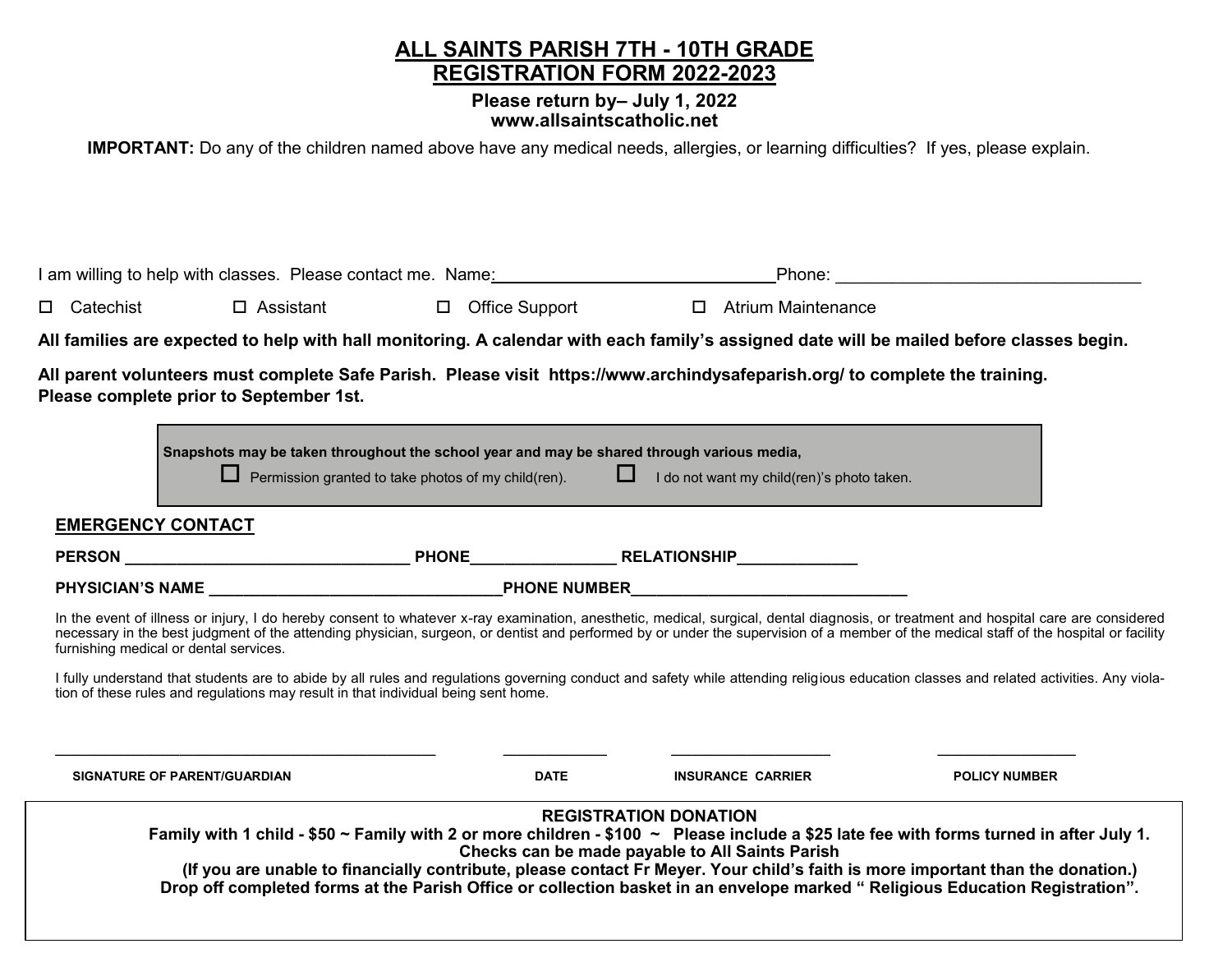# ALL SAINTS PARISH 7TH - 10TH GRADE REGISTRATION FORM 2022-2023

**Please return by– July 1, 2022**
**www.allsaintscatholic.net**

**IMPORTANT:** Do any of the children named above have any medical needs, allergies, or learning difficulties? If yes, please explain.

I am willing to help with classes. Please contact me. Name:______________________________Phone: ______________________________

☐ Catechist ☐ Assistant ☐ Office Support ☐ Atrium Maintenance

**All families are expected to help with hall monitoring. A calendar with each family's assigned date will be mailed before classes begin.**

**All parent volunteers must complete Safe Parish. Please visit https://www.archindysafeparish.org/ to complete the training. Please complete prior to September 1st.**

**Snapshots may be taken throughout the school year and may be shared through various media,**

☐ Permission granted to take photos of my child(ren). ☐ I do not want my child(ren)'s photo taken.

## EMERGENCY CONTACT

**PERSON** ______________________________ **PHONE**________________ **RELATIONSHIP**_____________

**PHYSICIAN'S NAME** ______________________________**PHONE NUMBER**______________________________

In the event of illness or injury, I do hereby consent to whatever x-ray examination, anesthetic, medical, surgical, dental diagnosis, or treatment and hospital care are considered necessary in the best judgment of the attending physician, surgeon, or dentist and performed by or under the supervision of a member of the medical staff of the hospital or facility furnishing medical or dental services.

I fully understand that students are to abide by all rules and regulations governing conduct and safety while attending religious education classes and related activities. Any violation of these rules and regulations may result in that individual being sent home.

| | | | |
|---|---|---|---|
| ______________________________ | ____________ | __________________ | ________________ |
| **SIGNATURE OF PARENT/GUARDIAN** | **DATE** | **INSURANCE CARRIER** | **POLICY NUMBER** |

**REGISTRATION DONATION**

**Family with 1 child - $50 ~ Family with 2 or more children - $100 ~ Please include a $25 late fee with forms turned in after July 1.**
**Checks can be made payable to All Saints Parish**
**(If you are unable to financially contribute, please contact Fr Meyer. Your child's faith is more important than the donation.)**
**Drop off completed forms at the Parish Office or collection basket in an envelope marked " Religious Education Registration".**